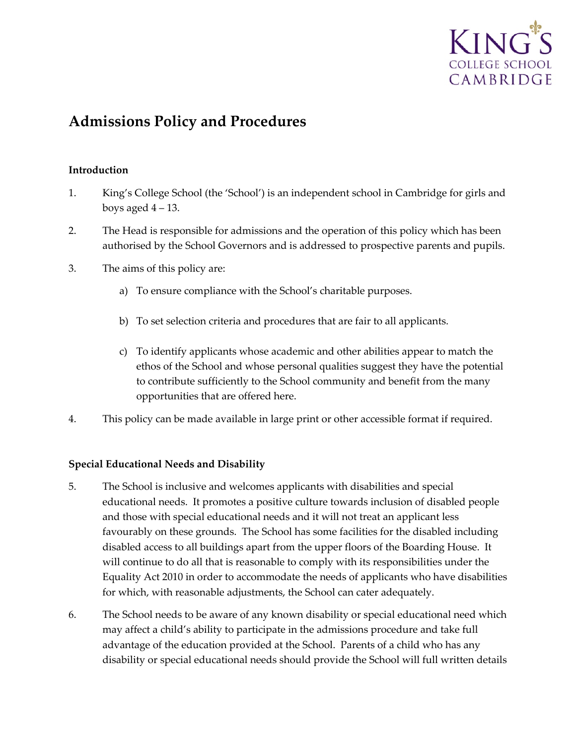# Admissions Policy and Procedures

### Introduction

1. King's College School (the 'School') is an independent school in Cambridge for girls and boys aged 4 – 13.

2. The Head is responsible for admissions and the operation of this policy which has been authorised by the School Governors and is addressed to prospective parents and pupils.

3. The aims of this policy are:

   a) To ensure compliance with the School's charitable purposes.

   b) To set selection criteria and procedures that are fair to all applicants.

   c) To identify applicants whose academic and other abilities appear to match the ethos of the School and whose personal qualities suggest they have the potential to contribute sufficiently to the School community and benefit from the many opportunities that are offered here.

4. This policy can be made available in large print or other accessible format if required.

### Special Educational Needs and Disability

5. The School is inclusive and welcomes applicants with disabilities and special educational needs. It promotes a positive culture towards inclusion of disabled people and those with special educational needs and it will not treat an applicant less favourably on these grounds. The School has some facilities for the disabled including disabled access to all buildings apart from the upper floors of the Boarding House. It will continue to do all that is reasonable to comply with its responsibilities under the Equality Act 2010 in order to accommodate the needs of applicants who have disabilities for which, with reasonable adjustments, the School can cater adequately.

6. The School needs to be aware of any known disability or special educational need which may affect a child's ability to participate in the admissions procedure and take full advantage of the education provided at the School. Parents of a child who has any disability or special educational needs should provide the School will full written details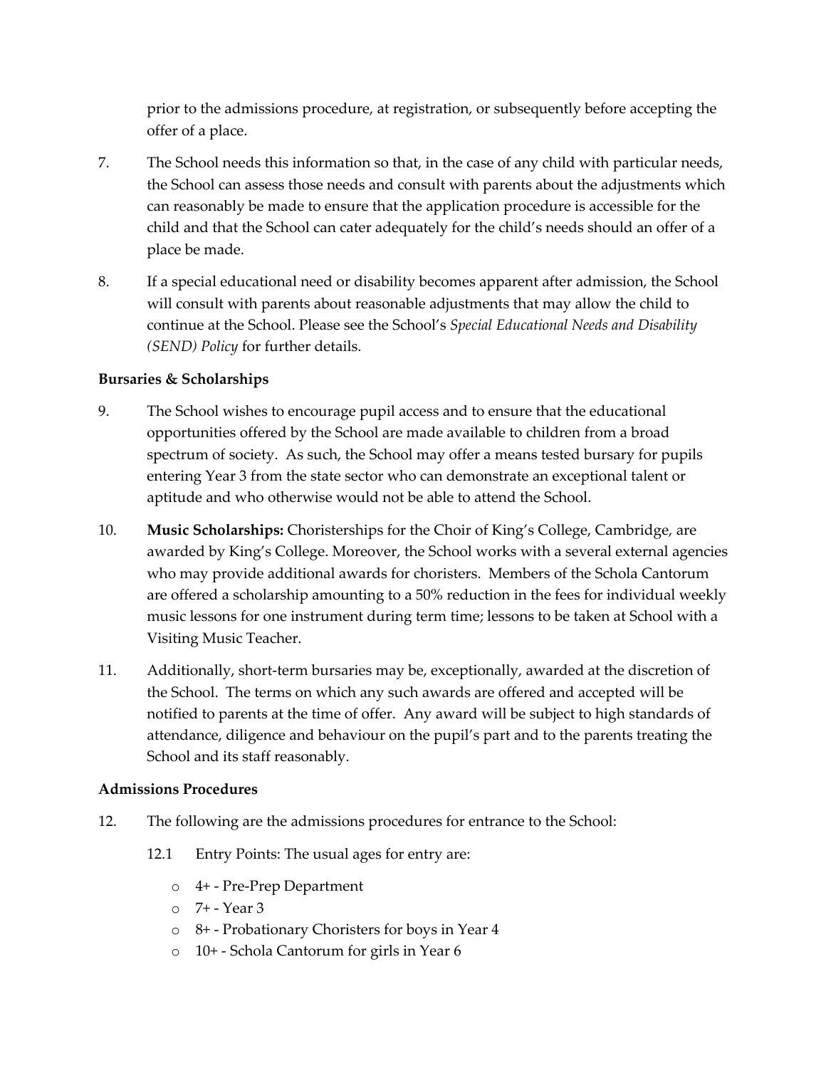prior to the admissions procedure, at registration, or subsequently before accepting the offer of a place.

7. The School needs this information so that, in the case of any child with particular needs, the School can assess those needs and consult with parents about the adjustments which can reasonably be made to ensure that the application procedure is accessible for the child and that the School can cater adequately for the child's needs should an offer of a place be made.

8. If a special educational need or disability becomes apparent after admission, the School will consult with parents about reasonable adjustments that may allow the child to continue at the School. Please see the School's *Special Educational Needs and Disability (SEND) Policy* for further details.

**Bursaries & Scholarships**

9. The School wishes to encourage pupil access and to ensure that the educational opportunities offered by the School are made available to children from a broad spectrum of society. As such, the School may offer a means tested bursary for pupils entering Year 3 from the state sector who can demonstrate an exceptional talent or aptitude and who otherwise would not be able to attend the School.

10. **Music Scholarships:** Choristerships for the Choir of King's College, Cambridge, are awarded by King's College. Moreover, the School works with a several external agencies who may provide additional awards for choristers. Members of the Schola Cantorum are offered a scholarship amounting to a 50% reduction in the fees for individual weekly music lessons for one instrument during term time; lessons to be taken at School with a Visiting Music Teacher.

11. Additionally, short-term bursaries may be, exceptionally, awarded at the discretion of the School. The terms on which any such awards are offered and accepted will be notified to parents at the time of offer. Any award will be subject to high standards of attendance, diligence and behaviour on the pupil's part and to the parents treating the School and its staff reasonably.

**Admissions Procedures**

12. The following are the admissions procedures for entrance to the School:

    12.1 Entry Points: The usual ages for entry are:

    - 4+ - Pre-Prep Department
    - 7+ - Year 3
    - 8+ - Probationary Choristers for boys in Year 4
    - 10+ - Schola Cantorum for girls in Year 6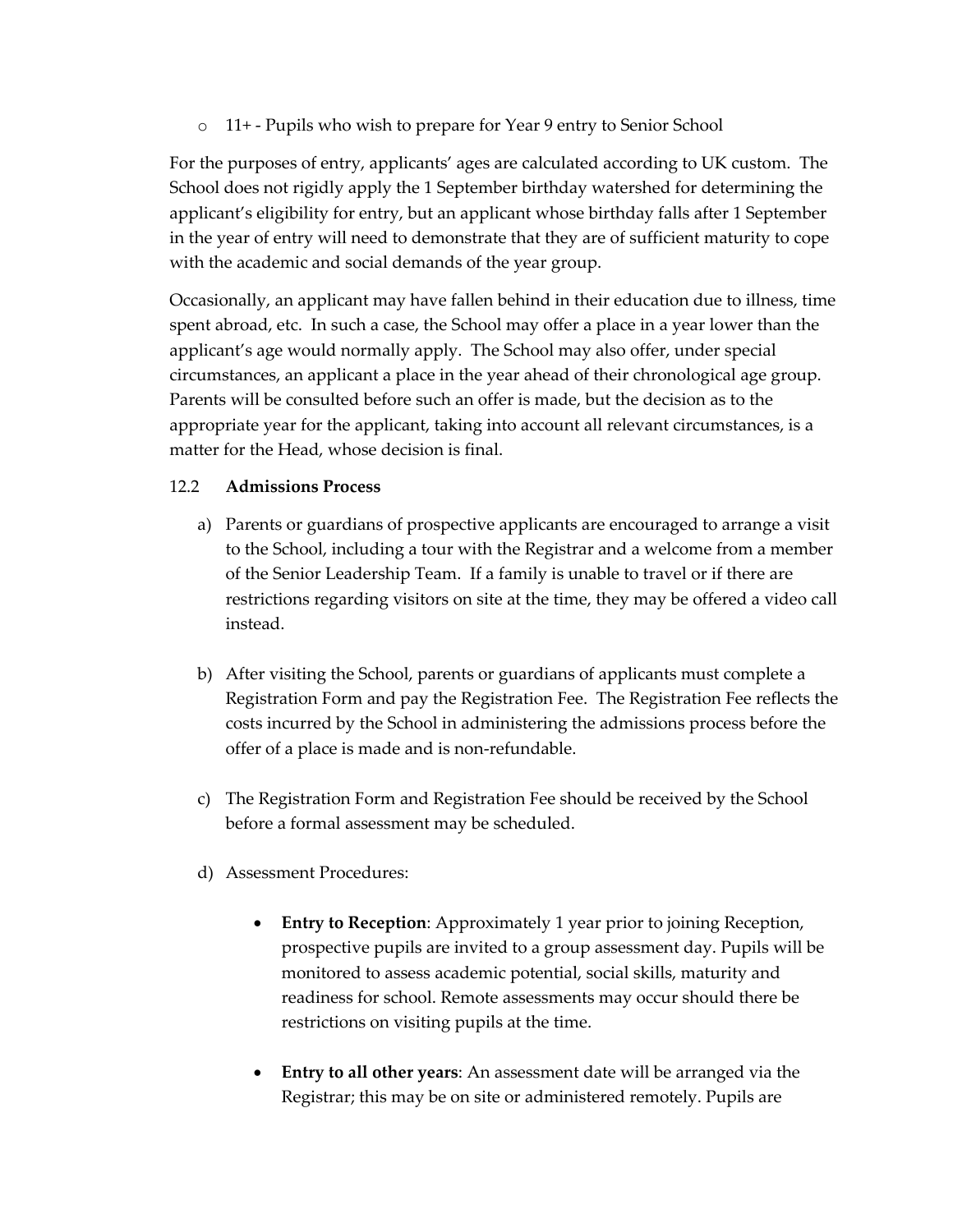- 11+ - Pupils who wish to prepare for Year 9 entry to Senior School

For the purposes of entry, applicants' ages are calculated according to UK custom. The School does not rigidly apply the 1 September birthday watershed for determining the applicant's eligibility for entry, but an applicant whose birthday falls after 1 September in the year of entry will need to demonstrate that they are of sufficient maturity to cope with the academic and social demands of the year group.

Occasionally, an applicant may have fallen behind in their education due to illness, time spent abroad, etc. In such a case, the School may offer a place in a year lower than the applicant's age would normally apply. The School may also offer, under special circumstances, an applicant a place in the year ahead of their chronological age group. Parents will be consulted before such an offer is made, but the decision as to the appropriate year for the applicant, taking into account all relevant circumstances, is a matter for the Head, whose decision is final.

### 12.2 Admissions Process

a) Parents or guardians of prospective applicants are encouraged to arrange a visit to the School, including a tour with the Registrar and a welcome from a member of the Senior Leadership Team. If a family is unable to travel or if there are restrictions regarding visitors on site at the time, they may be offered a video call instead.

b) After visiting the School, parents or guardians of applicants must complete a Registration Form and pay the Registration Fee. The Registration Fee reflects the costs incurred by the School in administering the admissions process before the offer of a place is made and is non-refundable.

c) The Registration Form and Registration Fee should be received by the School before a formal assessment may be scheduled.

d) Assessment Procedures:

- **Entry to Reception**: Approximately 1 year prior to joining Reception, prospective pupils are invited to a group assessment day. Pupils will be monitored to assess academic potential, social skills, maturity and readiness for school. Remote assessments may occur should there be restrictions on visiting pupils at the time.

- **Entry to all other years**: An assessment date will be arranged via the Registrar; this may be on site or administered remotely. Pupils are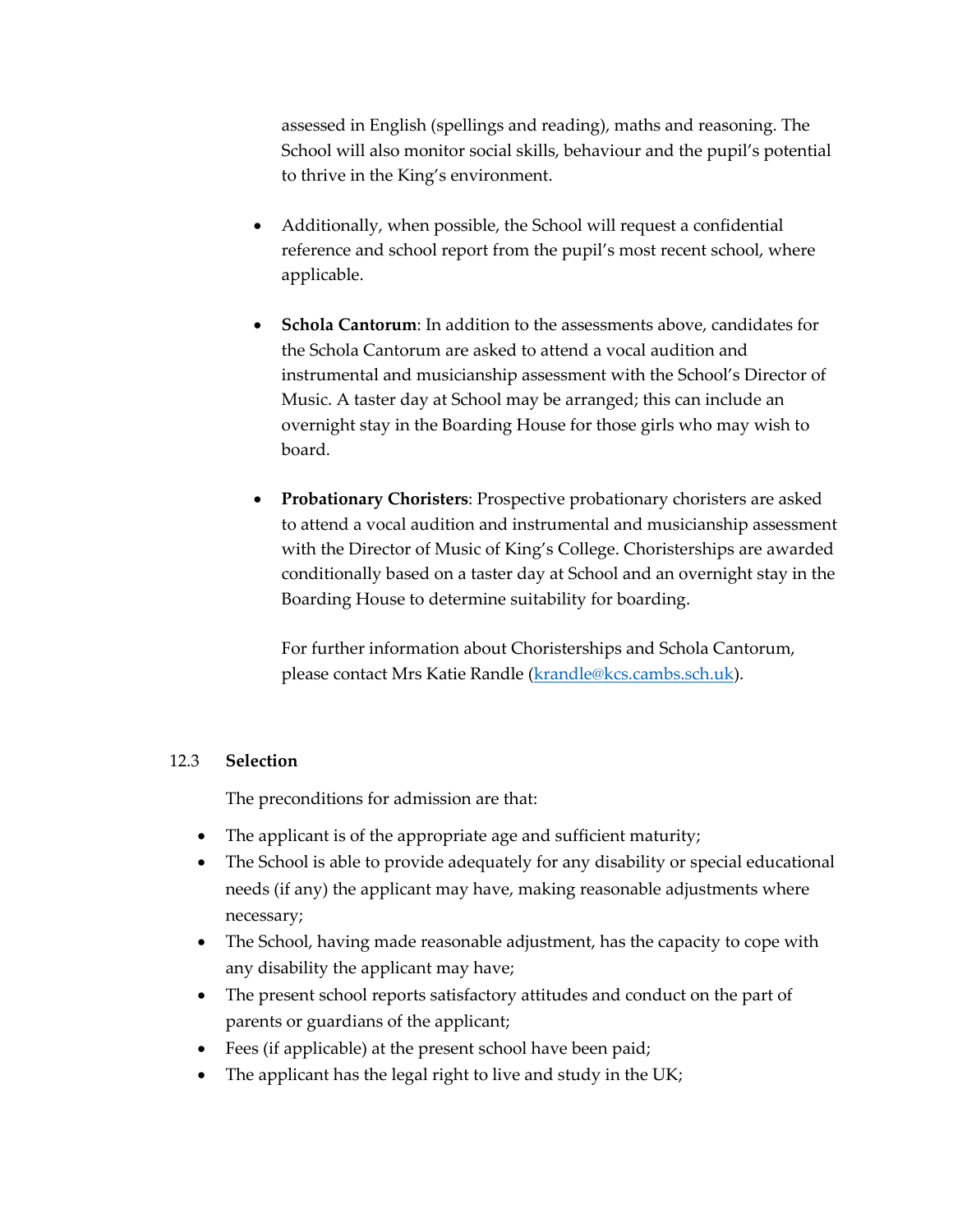assessed in English (spellings and reading), maths and reasoning. The School will also monitor social skills, behaviour and the pupil's potential to thrive in the King's environment.

- Additionally, when possible, the School will request a confidential reference and school report from the pupil's most recent school, where applicable.

- **Schola Cantorum**: In addition to the assessments above, candidates for the Schola Cantorum are asked to attend a vocal audition and instrumental and musicianship assessment with the School's Director of Music. A taster day at School may be arranged; this can include an overnight stay in the Boarding House for those girls who may wish to board.

- **Probationary Choristers**: Prospective probationary choristers are asked to attend a vocal audition and instrumental and musicianship assessment with the Director of Music of King's College. Choristerships are awarded conditionally based on a taster day at School and an overnight stay in the Boarding House to determine suitability for boarding.

  For further information about Choristerships and Schola Cantorum, please contact Mrs Katie Randle ([krandle@kcs.cambs.sch.uk](mailto:krandle@kcs.cambs.sch.uk)).

### 12.3 Selection

The preconditions for admission are that:

- The applicant is of the appropriate age and sufficient maturity;
- The School is able to provide adequately for any disability or special educational needs (if any) the applicant may have, making reasonable adjustments where necessary;
- The School, having made reasonable adjustment, has the capacity to cope with any disability the applicant may have;
- The present school reports satisfactory attitudes and conduct on the part of parents or guardians of the applicant;
- Fees (if applicable) at the present school have been paid;
- The applicant has the legal right to live and study in the UK;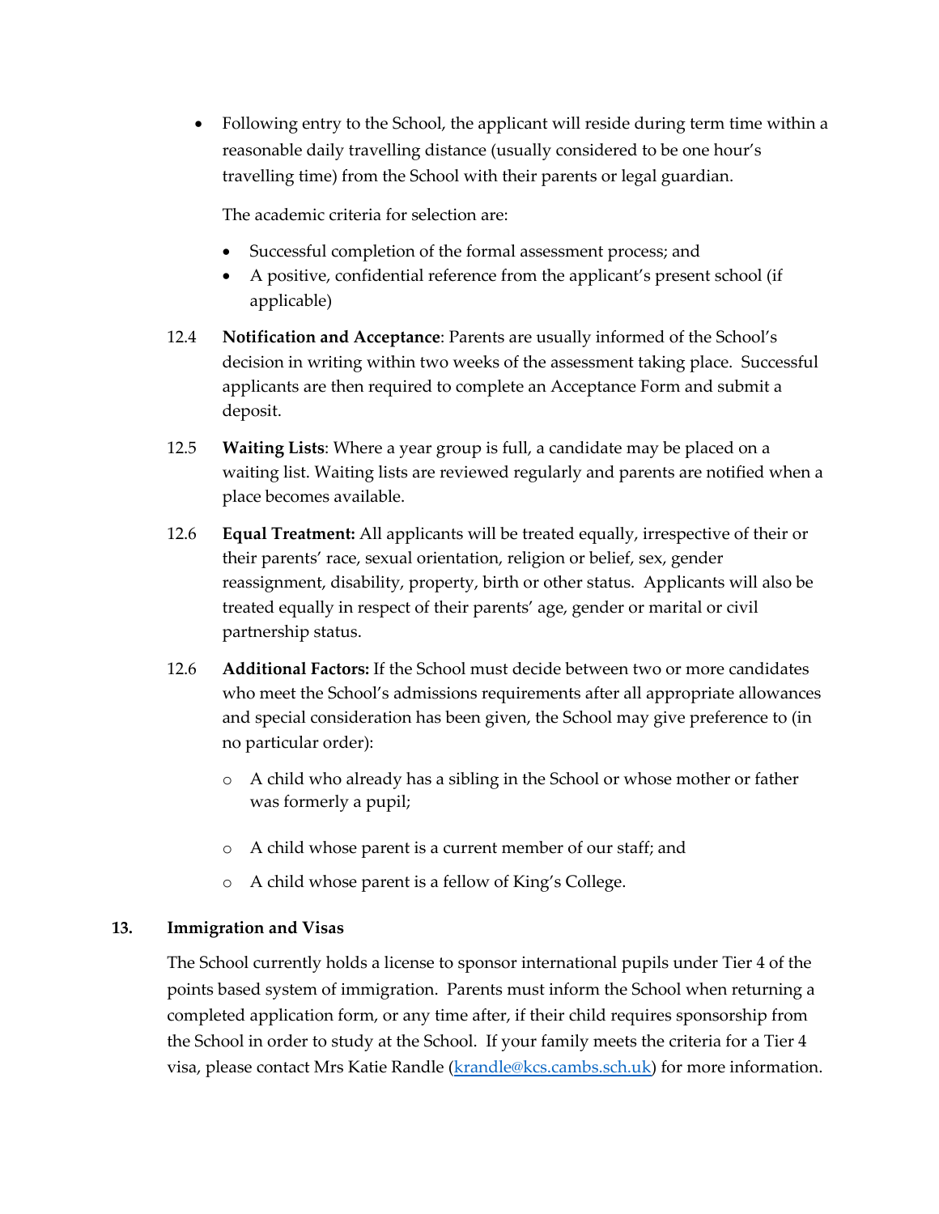- Following entry to the School, the applicant will reside during term time within a reasonable daily travelling distance (usually considered to be one hour's travelling time) from the School with their parents or legal guardian.

  The academic criteria for selection are:

  - Successful completion of the formal assessment process; and
  - A positive, confidential reference from the applicant's present school (if applicable)

12.4 **Notification and Acceptance**: Parents are usually informed of the School's decision in writing within two weeks of the assessment taking place. Successful applicants are then required to complete an Acceptance Form and submit a deposit.

12.5 **Waiting Lists**: Where a year group is full, a candidate may be placed on a waiting list. Waiting lists are reviewed regularly and parents are notified when a place becomes available.

12.6 **Equal Treatment:** All applicants will be treated equally, irrespective of their or their parents' race, sexual orientation, religion or belief, sex, gender reassignment, disability, property, birth or other status. Applicants will also be treated equally in respect of their parents' age, gender or marital or civil partnership status.

12.6 **Additional Factors:** If the School must decide between two or more candidates who meet the School's admissions requirements after all appropriate allowances and special consideration has been given, the School may give preference to (in no particular order):

- A child who already has a sibling in the School or whose mother or father was formerly a pupil;
- A child whose parent is a current member of our staff; and
- A child whose parent is a fellow of King's College.

## 13. Immigration and Visas

The School currently holds a license to sponsor international pupils under Tier 4 of the points based system of immigration. Parents must inform the School when returning a completed application form, or any time after, if their child requires sponsorship from the School in order to study at the School. If your family meets the criteria for a Tier 4 visa, please contact Mrs Katie Randle (krandle@kcs.cambs.sch.uk) for more information.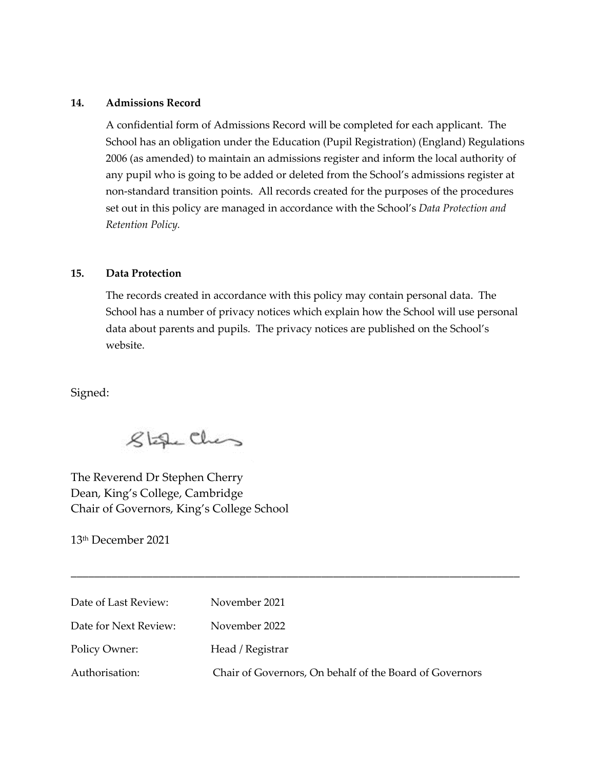**14. Admissions Record**

A confidential form of Admissions Record will be completed for each applicant. The School has an obligation under the Education (Pupil Registration) (England) Regulations 2006 (as amended) to maintain an admissions register and inform the local authority of any pupil who is going to be added or deleted from the School's admissions register at non-standard transition points. All records created for the purposes of the procedures set out in this policy are managed in accordance with the School's *Data Protection and Retention Policy.*

**15. Data Protection**

The records created in accordance with this policy may contain personal data. The School has a number of privacy notices which explain how the School will use personal data about parents and pupils. The privacy notices are published on the School's website.

Signed:

The Reverend Dr Stephen Cherry
Dean, King's College, Cambridge
Chair of Governors, King's College School

13th December 2021

---

| | |
|---|---|
| Date of Last Review: | November 2021 |
| Date for Next Review: | November 2022 |
| Policy Owner: | Head / Registrar |
| Authorisation: | Chair of Governors, On behalf of the Board of Governors |